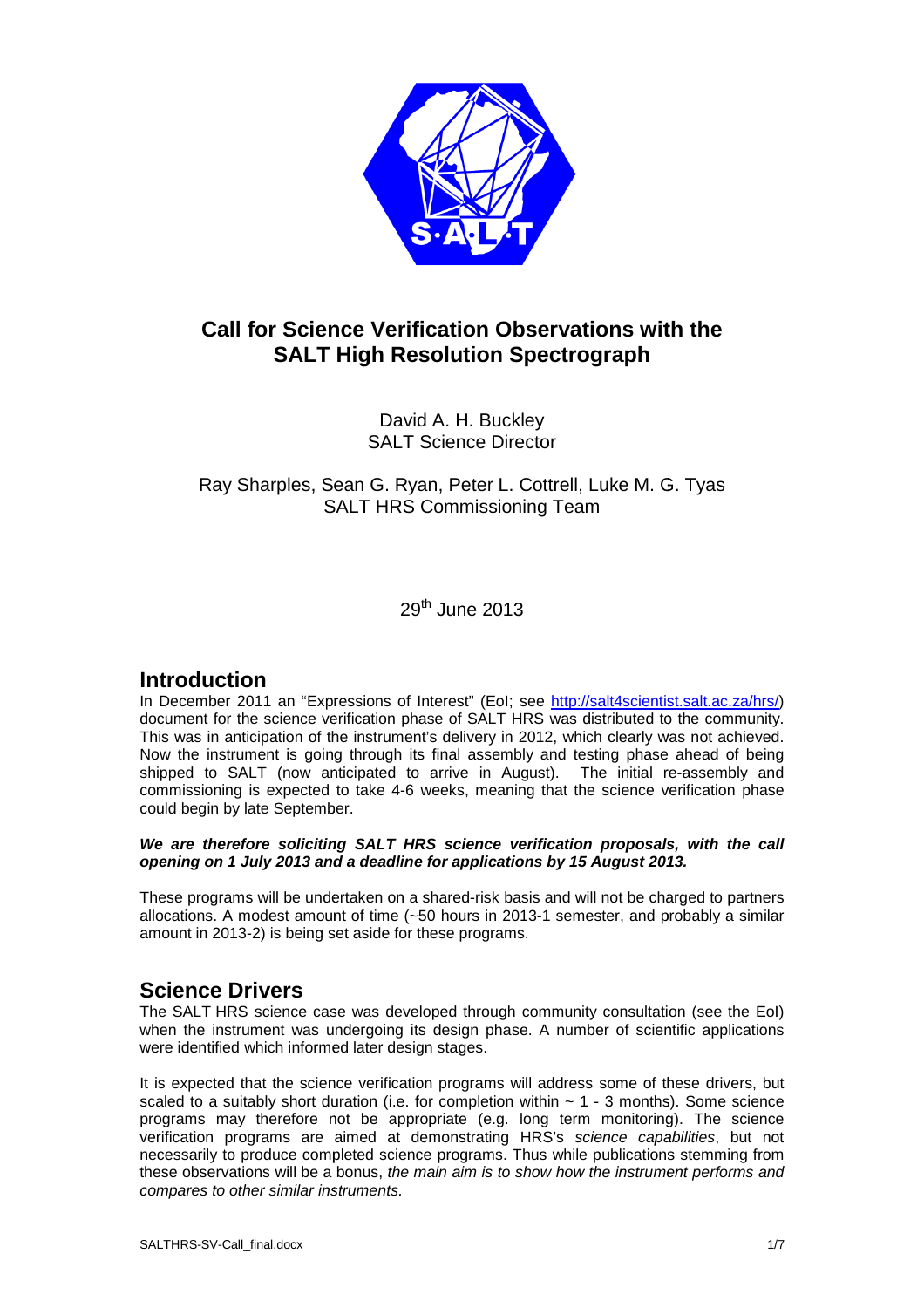# Call for Science Verification Observations with the SALT High Resolution Spectrograph

David A. H. Buckley
SALT Science Director

Ray Sharples, Sean G. Ryan, Peter L. Cottrell, Luke M. G. Tyas
SALT HRS Commissioning Team

29th June 2013

## Introduction

In December 2011 an "Expressions of Interest" (EoI; see http://salt4scientist.salt.ac.za/hrs/) document for the science verification phase of SALT HRS was distributed to the community. This was in anticipation of the instrument's delivery in 2012, which clearly was not achieved. Now the instrument is going through its final assembly and testing phase ahead of being shipped to SALT (now anticipated to arrive in August). The initial re-assembly and commissioning is expected to take 4-6 weeks, meaning that the science verification phase could begin by late September.

***We are therefore soliciting SALT HRS science verification proposals, with the call opening on 1 July 2013 and a deadline for applications by 15 August 2013.***

These programs will be undertaken on a shared-risk basis and will not be charged to partners allocations. A modest amount of time (~50 hours in 2013-1 semester, and probably a similar amount in 2013-2) is being set aside for these programs.

## Science Drivers

The SALT HRS science case was developed through community consultation (see the EoI) when the instrument was undergoing its design phase. A number of scientific applications were identified which informed later design stages.

It is expected that the science verification programs will address some of these drivers, but scaled to a suitably short duration (i.e. for completion within ~ 1 - 3 months). Some science programs may therefore not be appropriate (e.g. long term monitoring). The science verification programs are aimed at demonstrating HRS's *science capabilities*, but not necessarily to produce completed science programs. Thus while publications stemming from these observations will be a bonus, *the main aim is to show how the instrument performs and compares to other similar instruments.*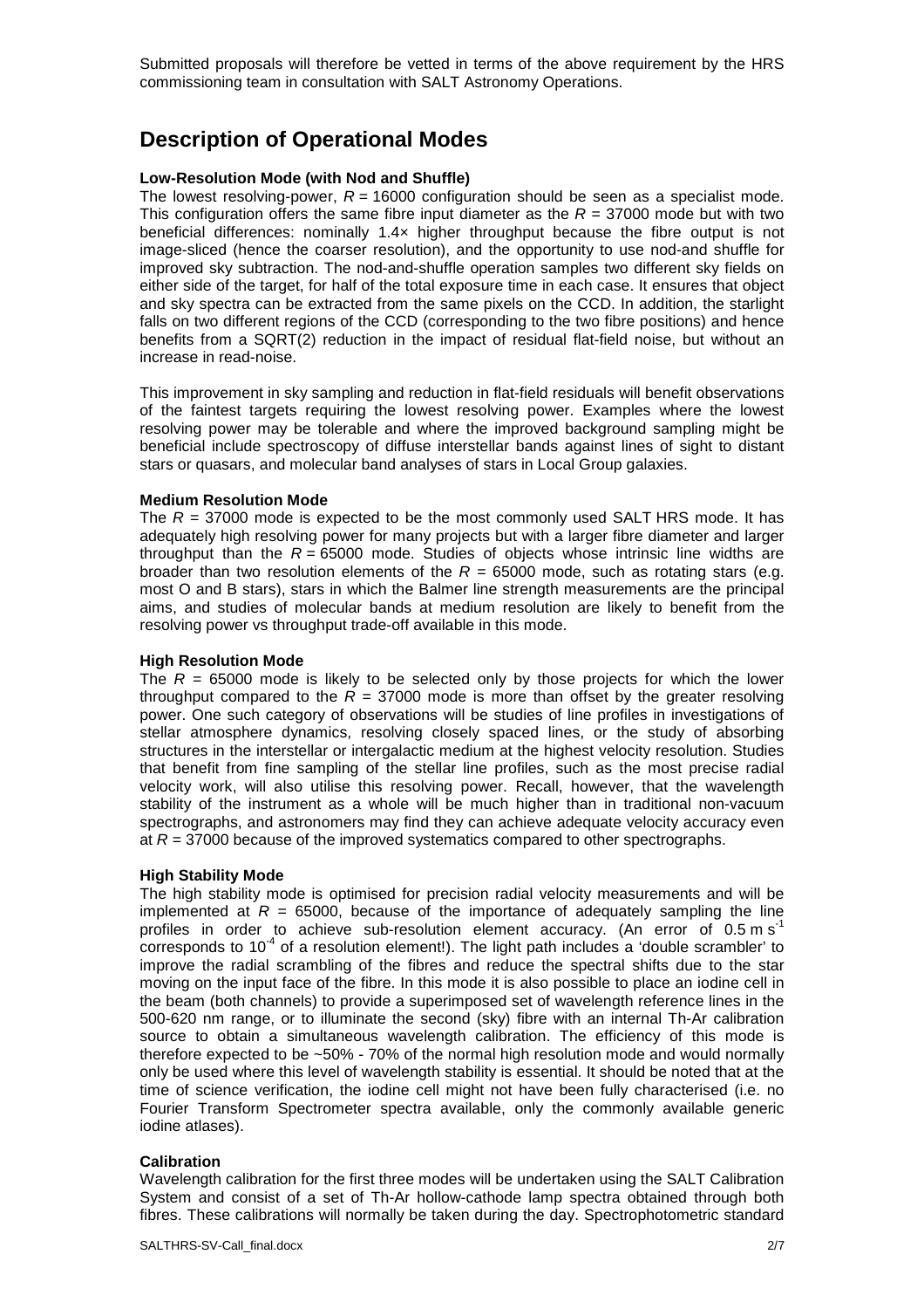Submitted proposals will therefore be vetted in terms of the above requirement by the HRS commissioning team in consultation with SALT Astronomy Operations.

## Description of Operational Modes

**Low-Resolution Mode (with Nod and Shuffle)**

The lowest resolving-power, $R$ = 16000 configuration should be seen as a specialist mode. This configuration offers the same fibre input diameter as the $R$ = 37000 mode but with two beneficial differences: nominally 1.4× higher throughput because the fibre output is not image-sliced (hence the coarser resolution), and the opportunity to use nod-and shuffle for improved sky subtraction. The nod-and-shuffle operation samples two different sky fields on either side of the target, for half of the total exposure time in each case. It ensures that object and sky spectra can be extracted from the same pixels on the CCD. In addition, the starlight falls on two different regions of the CCD (corresponding to the two fibre positions) and hence benefits from a SQRT(2) reduction in the impact of residual flat-field noise, but without an increase in read-noise.

This improvement in sky sampling and reduction in flat-field residuals will benefit observations of the faintest targets requiring the lowest resolving power. Examples where the lowest resolving power may be tolerable and where the improved background sampling might be beneficial include spectroscopy of diffuse interstellar bands against lines of sight to distant stars or quasars, and molecular band analyses of stars in Local Group galaxies.

**Medium Resolution Mode**

The $R$ = 37000 mode is expected to be the most commonly used SALT HRS mode. It has adequately high resolving power for many projects but with a larger fibre diameter and larger throughput than the $R$ = 65000 mode. Studies of objects whose intrinsic line widths are broader than two resolution elements of the $R$ = 65000 mode, such as rotating stars (e.g. most O and B stars), stars in which the Balmer line strength measurements are the principal aims, and studies of molecular bands at medium resolution are likely to benefit from the resolving power vs throughput trade-off available in this mode.

**High Resolution Mode**

The $R$ = 65000 mode is likely to be selected only by those projects for which the lower throughput compared to the $R$ = 37000 mode is more than offset by the greater resolving power. One such category of observations will be studies of line profiles in investigations of stellar atmosphere dynamics, resolving closely spaced lines, or the study of absorbing structures in the interstellar or intergalactic medium at the highest velocity resolution. Studies that benefit from fine sampling of the stellar line profiles, such as the most precise radial velocity work, will also utilise this resolving power. Recall, however, that the wavelength stability of the instrument as a whole will be much higher than in traditional non-vacuum spectrographs, and astronomers may find they can achieve adequate velocity accuracy even at $R$ = 37000 because of the improved systematics compared to other spectrographs.

**High Stability Mode**

The high stability mode is optimised for precision radial velocity measurements and will be implemented at $R$ = 65000, because of the importance of adequately sampling the line profiles in order to achieve sub-resolution element accuracy. (An error of 0.5 m s$^{-1}$ corresponds to 10$^{-4}$ of a resolution element!). The light path includes a 'double scrambler' to improve the radial scrambling of the fibres and reduce the spectral shifts due to the star moving on the input face of the fibre. In this mode it is also possible to place an iodine cell in the beam (both channels) to provide a superimposed set of wavelength reference lines in the 500-620 nm range, or to illuminate the second (sky) fibre with an internal Th-Ar calibration source to obtain a simultaneous wavelength calibration. The efficiency of this mode is therefore expected to be ~50% - 70% of the normal high resolution mode and would normally only be used where this level of wavelength stability is essential. It should be noted that at the time of science verification, the iodine cell might not have been fully characterised (i.e. no Fourier Transform Spectrometer spectra available, only the commonly available generic iodine atlases).

**Calibration**

Wavelength calibration for the first three modes will be undertaken using the SALT Calibration System and consist of a set of Th-Ar hollow-cathode lamp spectra obtained through both fibres. These calibrations will normally be taken during the day. Spectrophotometric standard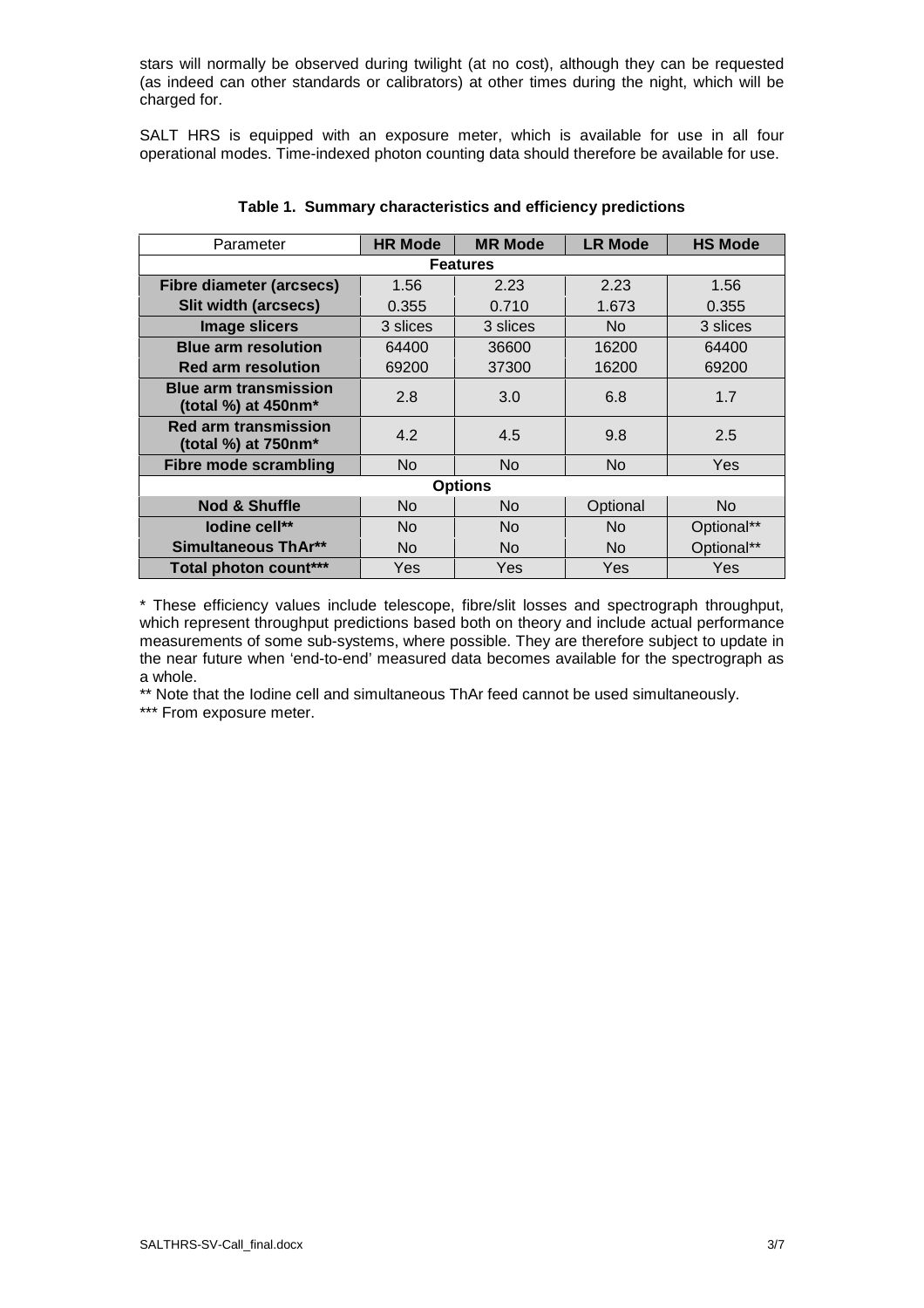stars will normally be observed during twilight (at no cost), although they can be requested (as indeed can other standards or calibrators) at other times during the night, which will be charged for.

SALT HRS is equipped with an exposure meter, which is available for use in all four operational modes. Time-indexed photon counting data should therefore be available for use.

**Table 1. Summary characteristics and efficiency predictions**

| Parameter | HR Mode | MR Mode | LR Mode | HS Mode |
|---|---|---|---|---|
| **Features** | | | | |
| **Fibre diameter (arcsecs)** | 1.56 | 2.23 | 2.23 | 1.56 |
| **Slit width (arcsecs)** | 0.355 | 0.710 | 1.673 | 0.355 |
| **Image slicers** | 3 slices | 3 slices | No | 3 slices |
| **Blue arm resolution** | 64400 | 36600 | 16200 | 64400 |
| **Red arm resolution** | 69200 | 37300 | 16200 | 69200 |
| **Blue arm transmission (total %) at 450nm*** | 2.8 | 3.0 | 6.8 | 1.7 |
| **Red arm transmission (total %) at 750nm*** | 4.2 | 4.5 | 9.8 | 2.5 |
| **Fibre mode scrambling** | No | No | No | Yes |
| **Options** | | | | |
| **Nod & Shuffle** | No | No | Optional | No |
| **Iodine cell**** | No | No | No | Optional** |
| **Simultaneous ThAr**** | No | No | No | Optional** |
| **Total photon count***** | Yes | Yes | Yes | Yes |

\* These efficiency values include telescope, fibre/slit losses and spectrograph throughput, which represent throughput predictions based both on theory and include actual performance measurements of some sub-systems, where possible. They are therefore subject to update in the near future when 'end-to-end' measured data becomes available for the spectrograph as a whole.

** Note that the Iodine cell and simultaneous ThAr feed cannot be used simultaneously.

*** From exposure meter.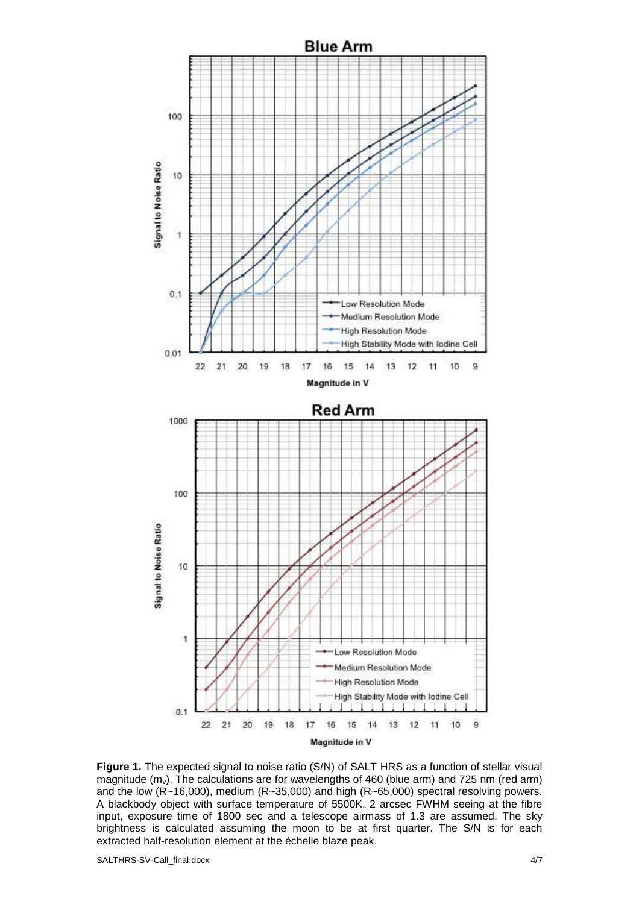**Figure 1.** The expected signal to noise ratio (S/N) of SALT HRS as a function of stellar visual magnitude ($m_v$). The calculations are for wavelengths of 460 (blue arm) and 725 nm (red arm) and the low (R~16,000), medium (R~35,000) and high (R~65,000) spectral resolving powers. A blackbody object with surface temperature of 5500K, 2 arcsec FWHM seeing at the fibre input, exposure time of 1800 sec and a telescope airmass of 1.3 are assumed. The sky brightness is calculated assuming the moon to be at first quarter. The S/N is for each extracted half-resolution element at the échelle blaze peak.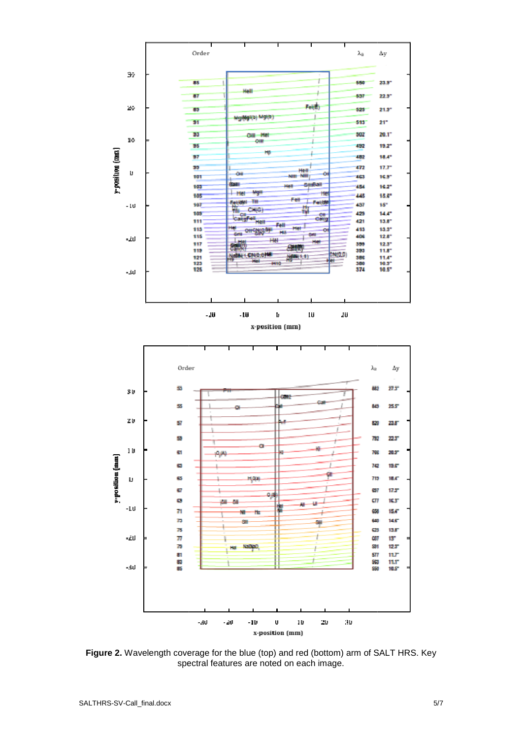**Figure 2.** Wavelength coverage for the blue (top) and red (bottom) arm of SALT HRS. Key spectral features are noted on each image.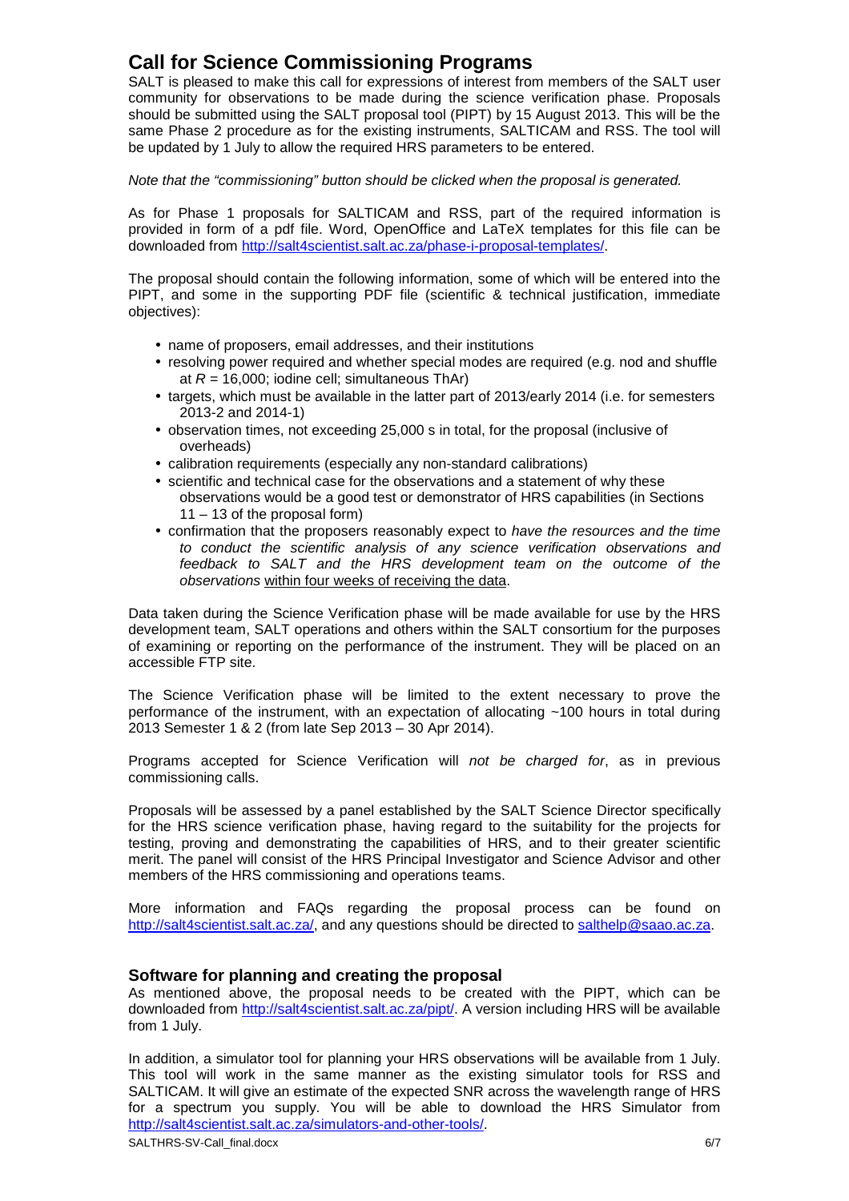## Call for Science Commissioning Programs

SALT is pleased to make this call for expressions of interest from members of the SALT user community for observations to be made during the science verification phase. Proposals should be submitted using the SALT proposal tool (PIPT) by 15 August 2013. This will be the same Phase 2 procedure as for the existing instruments, SALTICAM and RSS. The tool will be updated by 1 July to allow the required HRS parameters to be entered.

*Note that the "commissioning" button should be clicked when the proposal is generated.*

As for Phase 1 proposals for SALTICAM and RSS, part of the required information is provided in form of a pdf file. Word, OpenOffice and LaTeX templates for this file can be downloaded from http://salt4scientist.salt.ac.za/phase-i-proposal-templates/.

The proposal should contain the following information, some of which will be entered into the PIPT, and some in the supporting PDF file (scientific & technical justification, immediate objectives):

- name of proposers, email addresses, and their institutions
- resolving power required and whether special modes are required (e.g. nod and shuffle at $R$ = 16,000; iodine cell; simultaneous ThAr)
- targets, which must be available in the latter part of 2013/early 2014 (i.e. for semesters 2013-2 and 2014-1)
- observation times, not exceeding 25,000 s in total, for the proposal (inclusive of overheads)
- calibration requirements (especially any non-standard calibrations)
- scientific and technical case for the observations and a statement of why these observations would be a good test or demonstrator of HRS capabilities (in Sections 11 – 13 of the proposal form)
- confirmation that the proposers reasonably expect to *have the resources and the time to conduct the scientific analysis of any science verification observations and feedback to SALT and the HRS development team on the outcome of the observations* <u>within four weeks of receiving the data</u>.

Data taken during the Science Verification phase will be made available for use by the HRS development team, SALT operations and others within the SALT consortium for the purposes of examining or reporting on the performance of the instrument. They will be placed on an accessible FTP site.

The Science Verification phase will be limited to the extent necessary to prove the performance of the instrument, with an expectation of allocating ~100 hours in total during 2013 Semester 1 & 2 (from late Sep 2013 – 30 Apr 2014).

Programs accepted for Science Verification will *not be charged for*, as in previous commissioning calls.

Proposals will be assessed by a panel established by the SALT Science Director specifically for the HRS science verification phase, having regard to the suitability for the projects for testing, proving and demonstrating the capabilities of HRS, and to their greater scientific merit. The panel will consist of the HRS Principal Investigator and Science Advisor and other members of the HRS commissioning and operations teams.

More information and FAQs regarding the proposal process can be found on http://salt4scientist.salt.ac.za/, and any questions should be directed to salthelp@saao.ac.za.

### Software for planning and creating the proposal

As mentioned above, the proposal needs to be created with the PIPT, which can be downloaded from http://salt4scientist.salt.ac.za/pipt/. A version including HRS will be available from 1 July.

In addition, a simulator tool for planning your HRS observations will be available from 1 July. This tool will work in the same manner as the existing simulator tools for RSS and SALTICAM. It will give an estimate of the expected SNR across the wavelength range of HRS for a spectrum you supply. You will be able to download the HRS Simulator from http://salt4scientist.salt.ac.za/simulators-and-other-tools/.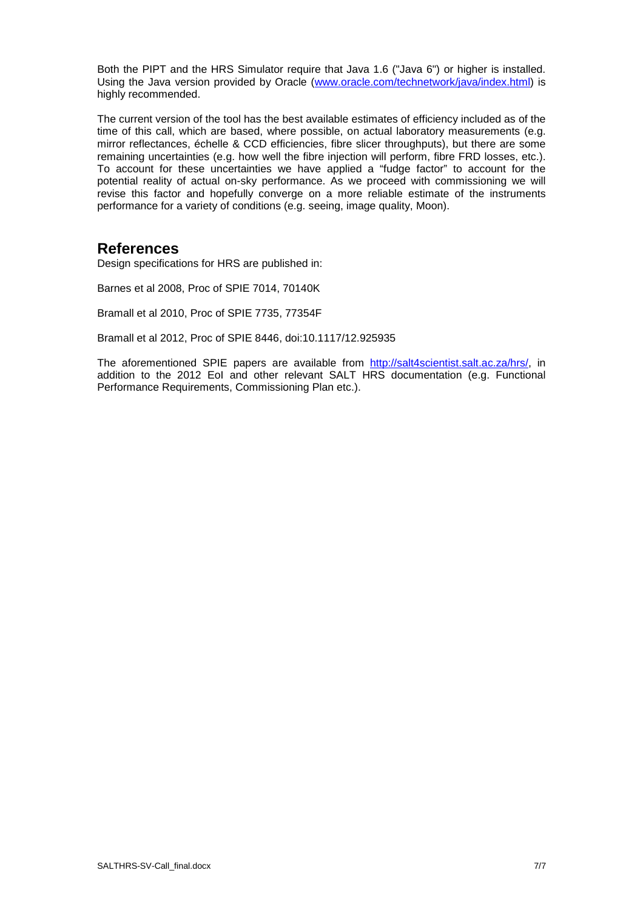Both the PIPT and the HRS Simulator require that Java 1.6 ("Java 6") or higher is installed. Using the Java version provided by Oracle (www.oracle.com/technetwork/java/index.html) is highly recommended.

The current version of the tool has the best available estimates of efficiency included as of the time of this call, which are based, where possible, on actual laboratory measurements (e.g. mirror reflectances, échelle & CCD efficiencies, fibre slicer throughputs), but there are some remaining uncertainties (e.g. how well the fibre injection will perform, fibre FRD losses, etc.). To account for these uncertainties we have applied a "fudge factor" to account for the potential reality of actual on-sky performance. As we proceed with commissioning we will revise this factor and hopefully converge on a more reliable estimate of the instruments performance for a variety of conditions (e.g. seeing, image quality, Moon).

## References

Design specifications for HRS are published in:

Barnes et al 2008, Proc of SPIE 7014, 70140K

Bramall et al 2010, Proc of SPIE 7735, 77354F

Bramall et al 2012, Proc of SPIE 8446, doi:10.1117/12.925935

The aforementioned SPIE papers are available from http://salt4scientist.salt.ac.za/hrs/, in addition to the 2012 EoI and other relevant SALT HRS documentation (e.g. Functional Performance Requirements, Commissioning Plan etc.).